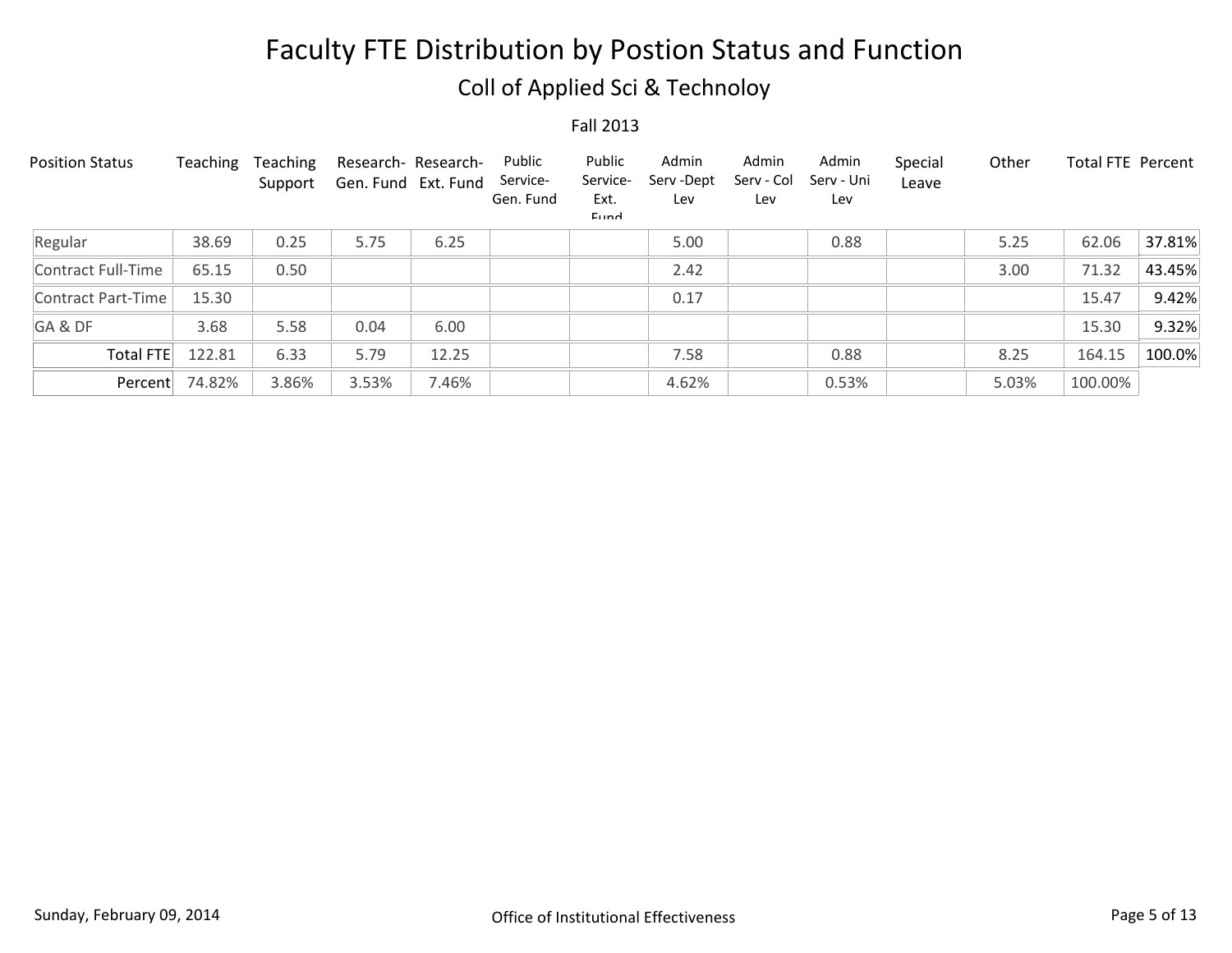# Faculty FTE Distribution by Postion Status and Function

## Coll of Applied Sci & Technoloy

Fall 2013

| Position Status | Teaching | Teaching Support | Research- Gen. Fund | Research- Ext. Fund | Public Service- Gen. Fund | Public Service- Ext. Fund | Admin Serv -Dept Lev | Admin Serv - Col Lev | Admin Serv - Uni Lev | Special Leave | Other | Total FTE | Percent |
|---|---|---|---|---|---|---|---|---|---|---|---|---|---|
| Regular | 38.69 | 0.25 | 5.75 | 6.25 | | | 5.00 | | 0.88 | | 5.25 | 62.06 | 37.81% |
| Contract Full-Time | 65.15 | 0.50 | | | | | 2.42 | | | | 3.00 | 71.32 | 43.45% |
| Contract Part-Time | 15.30 | | | | | | 0.17 | | | | | 15.47 | 9.42% |
| GA & DF | 3.68 | 5.58 | 0.04 | 6.00 | | | | | | | | 15.30 | 9.32% |
| Total FTE | 122.81 | 6.33 | 5.79 | 12.25 | | | 7.58 | | 0.88 | | 8.25 | 164.15 | 100.0% |
| Percent | 74.82% | 3.86% | 3.53% | 7.46% | | | 4.62% | | 0.53% | | 5.03% | 100.00% | |

Sunday, February 09, 2014

Office of Institutional Effectiveness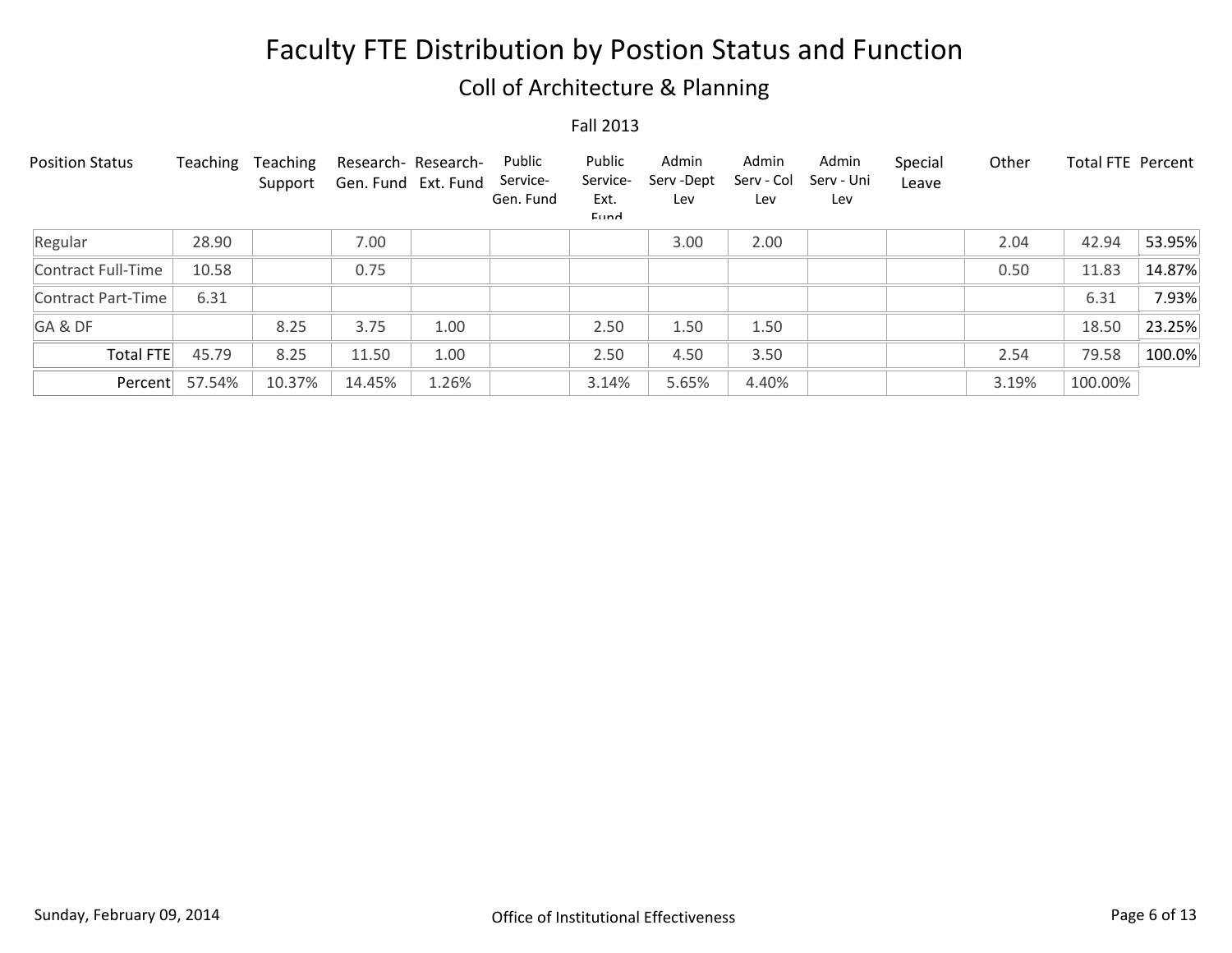# Faculty FTE Distribution by Postion Status and Function

## Coll of Architecture & Planning

Fall 2013

| Position Status | Teaching | Teaching Support | Research- Gen. Fund | Research- Ext. Fund | Public Service- Gen. Fund | Public Service- Ext. Fund | Admin Serv -Dept Lev | Admin Serv - Col Lev | Admin Serv - Uni Lev | Special Leave | Other | Total FTE | Percent |
|---|---|---|---|---|---|---|---|---|---|---|---|---|---|
| Regular | 28.90 | | 7.00 | | | | 3.00 | 2.00 | | | 2.04 | 42.94 | 53.95% |
| Contract Full-Time | 10.58 | | 0.75 | | | | | | | | 0.50 | 11.83 | 14.87% |
| Contract Part-Time | 6.31 | | | | | | | | | | | 6.31 | 7.93% |
| GA & DF | | 8.25 | 3.75 | 1.00 | | 2.50 | 1.50 | 1.50 | | | | 18.50 | 23.25% |
| Total FTE | 45.79 | 8.25 | 11.50 | 1.00 | | 2.50 | 4.50 | 3.50 | | | 2.54 | 79.58 | 100.0% |
| Percent | 57.54% | 10.37% | 14.45% | 1.26% | | 3.14% | 5.65% | 4.40% | | | 3.19% | 100.00% | |

Sunday, February 09, 2014

Office of Institutional Effectiveness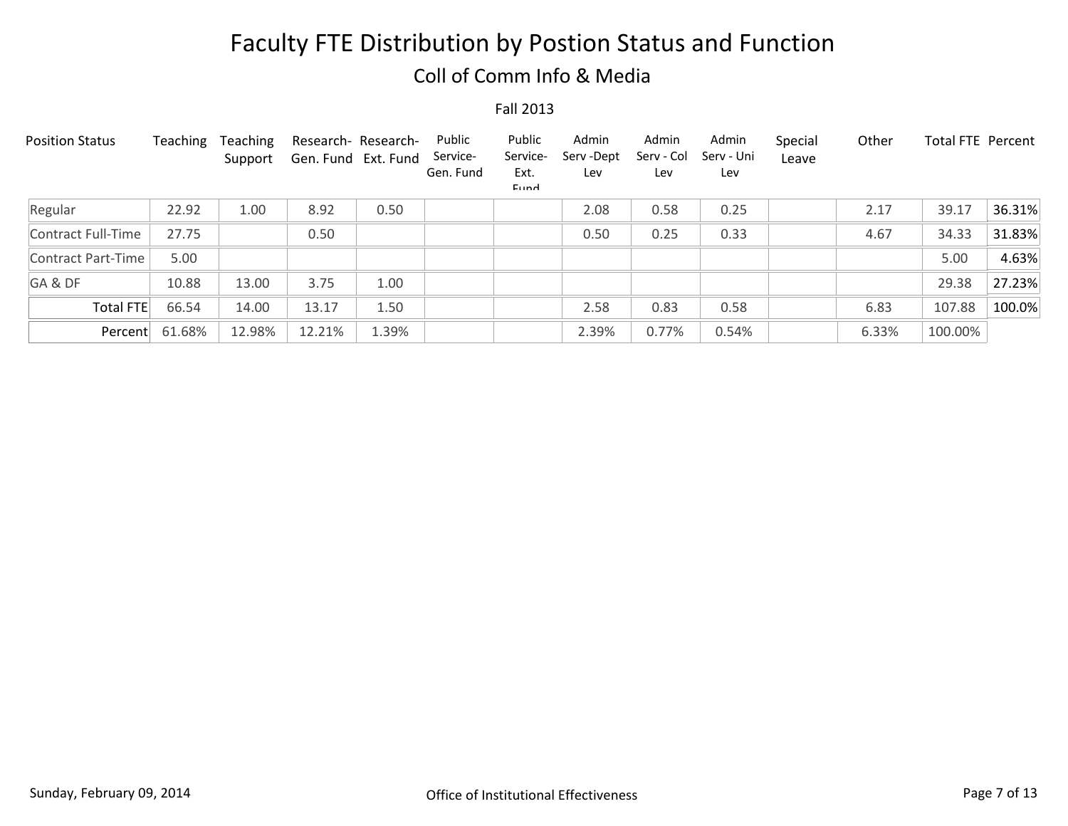# Faculty FTE Distribution by Postion Status and Function

## Coll of Comm Info & Media

Fall 2013

| Position Status | Teaching | Teaching Support | Research- Gen. Fund | Research- Ext. Fund | Public Service- Gen. Fund | Public Service- Ext. Fund | Admin Serv -Dept Lev | Admin Serv - Col Lev | Admin Serv - Uni Lev | Special Leave | Other | Total FTE | Percent |
|---|---|---|---|---|---|---|---|---|---|---|---|---|---|
| Regular | 22.92 | 1.00 | 8.92 | 0.50 | | | 2.08 | 0.58 | 0.25 | | 2.17 | 39.17 | 36.31% |
| Contract Full-Time | 27.75 | | 0.50 | | | | 0.50 | 0.25 | 0.33 | | 4.67 | 34.33 | 31.83% |
| Contract Part-Time | 5.00 | | | | | | | | | | | 5.00 | 4.63% |
| GA & DF | 10.88 | 13.00 | 3.75 | 1.00 | | | | | | | | 29.38 | 27.23% |
| Total FTE | 66.54 | 14.00 | 13.17 | 1.50 | | | 2.58 | 0.83 | 0.58 | | 6.83 | 107.88 | 100.0% |
| Percent | 61.68% | 12.98% | 12.21% | 1.39% | | | 2.39% | 0.77% | 0.54% | | 6.33% | 100.00% | |

Sunday, February 09, 2014 — Office of Institutional Effectiveness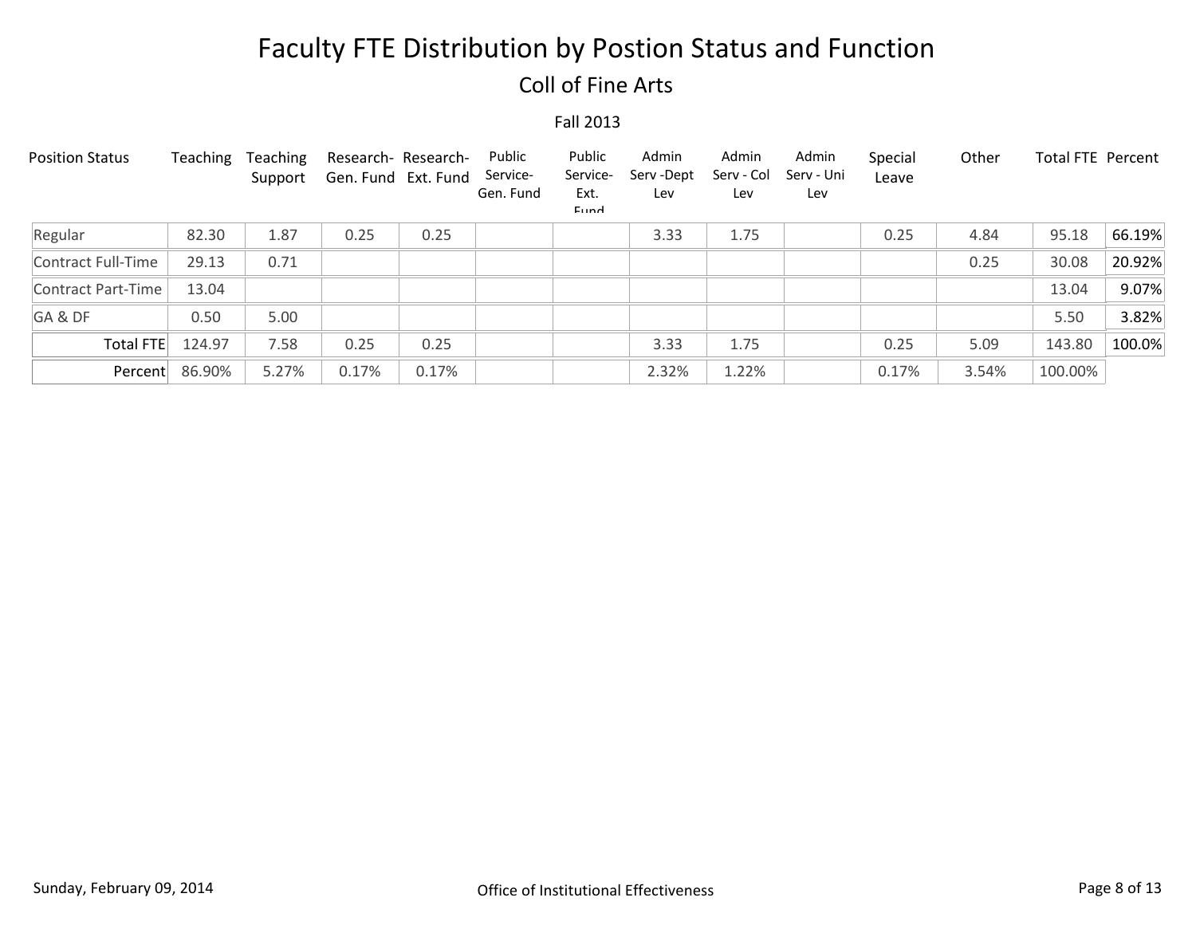# Faculty FTE Distribution by Postion Status and Function

## Coll of Fine Arts

Fall 2013

| Position Status | Teaching | Teaching Support | Research-Gen. Fund | Research-Ext. Fund | Public Service-Gen. Fund | Public Service-Ext. Fund | Admin Serv -Dept Lev | Admin Serv - Col Lev | Admin Serv - Uni Lev | Special Leave | Other | Total FTE | Percent |
|---|---|---|---|---|---|---|---|---|---|---|---|---|---|
| Regular | 82.30 | 1.87 | 0.25 | 0.25 | | | 3.33 | 1.75 | | 0.25 | 4.84 | 95.18 | 66.19% |
| Contract Full-Time | 29.13 | 0.71 | | | | | | | | | 0.25 | 30.08 | 20.92% |
| Contract Part-Time | 13.04 | | | | | | | | | | | 13.04 | 9.07% |
| GA & DF | 0.50 | 5.00 | | | | | | | | | | 5.50 | 3.82% |
| Total FTE | 124.97 | 7.58 | 0.25 | 0.25 | | | 3.33 | 1.75 | | 0.25 | 5.09 | 143.80 | 100.0% |
| Percent | 86.90% | 5.27% | 0.17% | 0.17% | | | 2.32% | 1.22% | | 0.17% | 3.54% | 100.00% | |

Sunday, February 09, 2014

Office of Institutional Effectiveness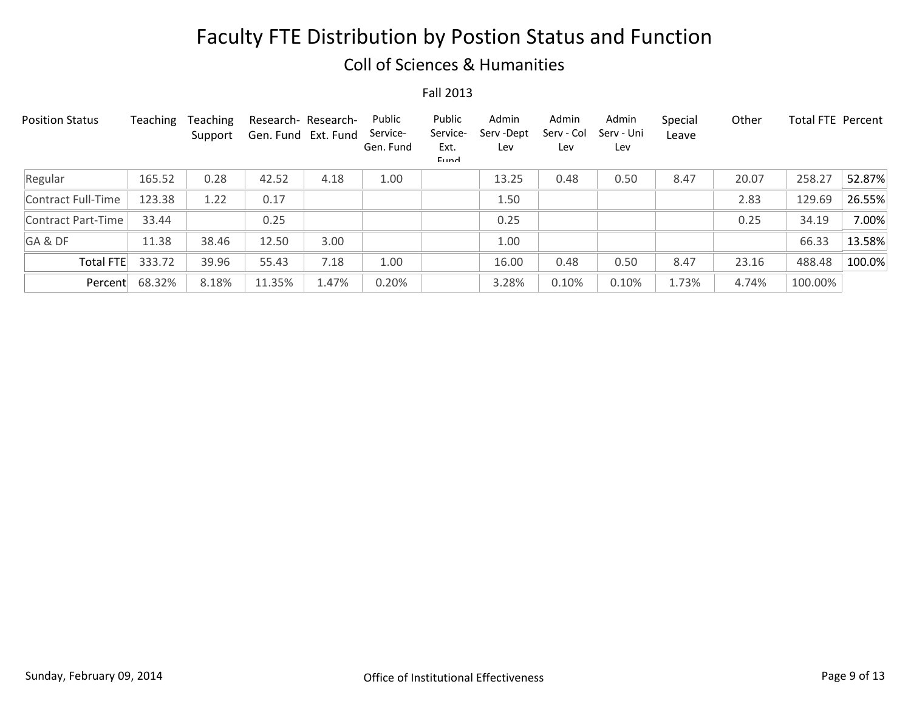# Faculty FTE Distribution by Postion Status and Function

## Coll of Sciences & Humanities

Fall 2013

| Position Status | Teaching | Teaching Support | Research-Gen. Fund | Research-Ext. Fund | Public Service-Gen. Fund | Public Service-Ext. Fund | Admin Serv -Dept Lev | Admin Serv - Col Lev | Admin Serv - Uni Lev | Special Leave | Other | Total FTE | Percent |
|---|---|---|---|---|---|---|---|---|---|---|---|---|---|
| Regular | 165.52 | 0.28 | 42.52 | 4.18 | 1.00 | | 13.25 | 0.48 | 0.50 | 8.47 | 20.07 | 258.27 | 52.87% |
| Contract Full-Time | 123.38 | 1.22 | 0.17 | | | | 1.50 | | | | 2.83 | 129.69 | 26.55% |
| Contract Part-Time | 33.44 | | 0.25 | | | | 0.25 | | | | 0.25 | 34.19 | 7.00% |
| GA & DF | 11.38 | 38.46 | 12.50 | 3.00 | | | 1.00 | | | | | 66.33 | 13.58% |
| Total FTE | 333.72 | 39.96 | 55.43 | 7.18 | 1.00 | | 16.00 | 0.48 | 0.50 | 8.47 | 23.16 | 488.48 | 100.0% |
| Percent | 68.32% | 8.18% | 11.35% | 1.47% | 0.20% | | 3.28% | 0.10% | 0.10% | 1.73% | 4.74% | 100.00% | |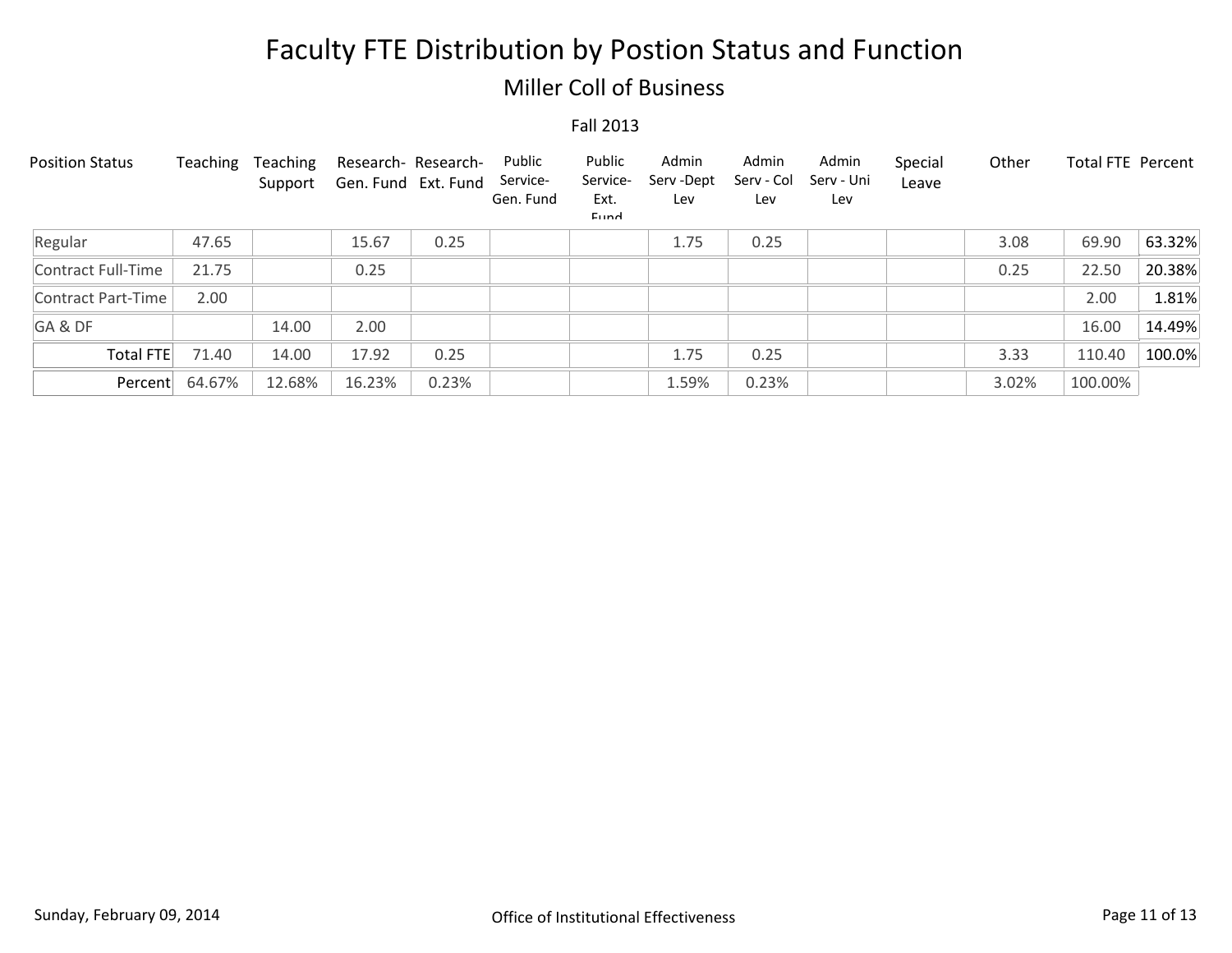# Faculty FTE Distribution by Postion Status and Function

## Miller Coll of Business

Fall 2013

| Position Status | Teaching | Teaching Support | Research-Gen. Fund | Research-Ext. Fund | Public Service-Gen. Fund | Public Service-Ext. Fund | Admin Serv -Dept Lev | Admin Serv - Col Lev | Admin Serv - Uni Lev | Special Leave | Other | Total FTE | Percent |
|---|---|---|---|---|---|---|---|---|---|---|---|---|---|
| Regular | 47.65 | | 15.67 | 0.25 | | | 1.75 | 0.25 | | | 3.08 | 69.90 | 63.32% |
| Contract Full-Time | 21.75 | | 0.25 | | | | | | | | 0.25 | 22.50 | 20.38% |
| Contract Part-Time | 2.00 | | | | | | | | | | | 2.00 | 1.81% |
| GA & DF | | 14.00 | 2.00 | | | | | | | | | 16.00 | 14.49% |
| Total FTE | 71.40 | 14.00 | 17.92 | 0.25 | | | 1.75 | 0.25 | | | 3.33 | 110.40 | 100.0% |
| Percent | 64.67% | 12.68% | 16.23% | 0.23% | | | 1.59% | 0.23% | | | 3.02% | 100.00% | |

Sunday, February 09, 2014

Office of Institutional Effectiveness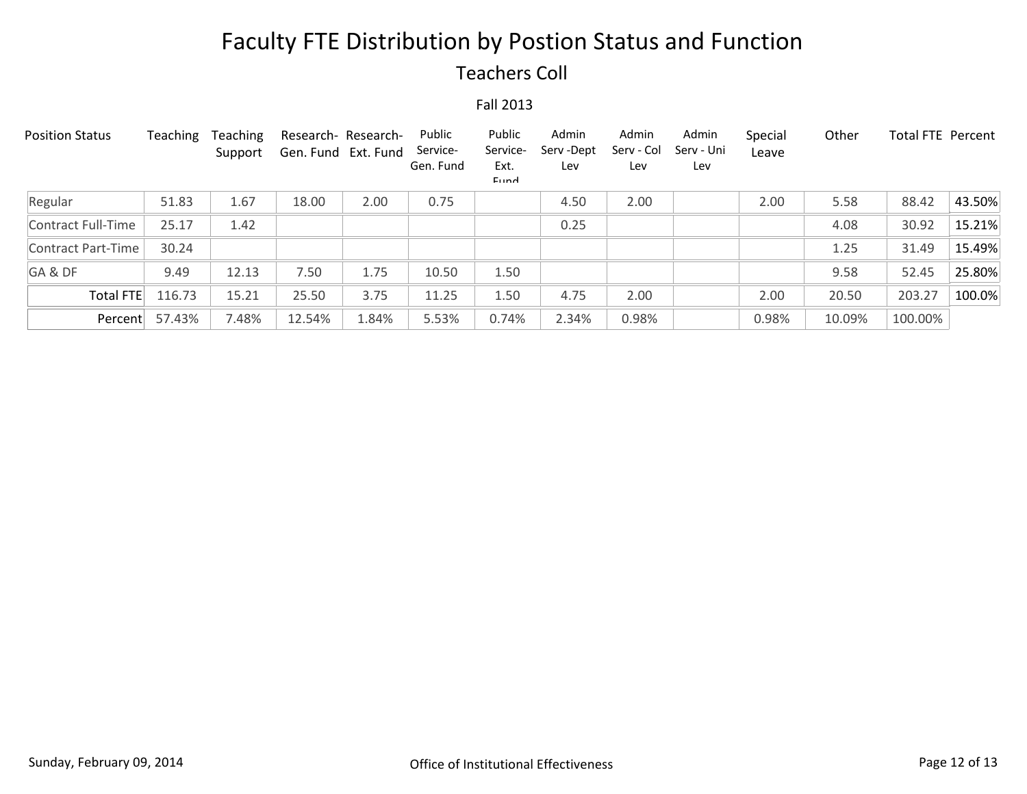# Faculty FTE Distribution by Postion Status and Function

## Teachers Coll

Fall 2013

| Position Status | Teaching | Teaching Support | Research- Gen. Fund | Research- Ext. Fund | Public Service- Gen. Fund | Public Service- Ext. Fund | Admin Serv -Dept Lev | Admin Serv - Col Lev | Admin Serv - Uni Lev | Special Leave | Other | Total FTE | Percent |
|---|---|---|---|---|---|---|---|---|---|---|---|---|---|
| Regular | 51.83 | 1.67 | 18.00 | 2.00 | 0.75 | | 4.50 | 2.00 | | 2.00 | 5.58 | 88.42 | 43.50% |
| Contract Full-Time | 25.17 | 1.42 | | | | | 0.25 | | | | 4.08 | 30.92 | 15.21% |
| Contract Part-Time | 30.24 | | | | | | | | | | 1.25 | 31.49 | 15.49% |
| GA & DF | 9.49 | 12.13 | 7.50 | 1.75 | 10.50 | 1.50 | | | | | 9.58 | 52.45 | 25.80% |
| Total FTE | 116.73 | 15.21 | 25.50 | 3.75 | 11.25 | 1.50 | 4.75 | 2.00 | | 2.00 | 20.50 | 203.27 | 100.0% |
| Percent | 57.43% | 7.48% | 12.54% | 1.84% | 5.53% | 0.74% | 2.34% | 0.98% | | 0.98% | 10.09% | 100.00% | |

Sunday, February 09, 2014

Office of Institutional Effectiveness